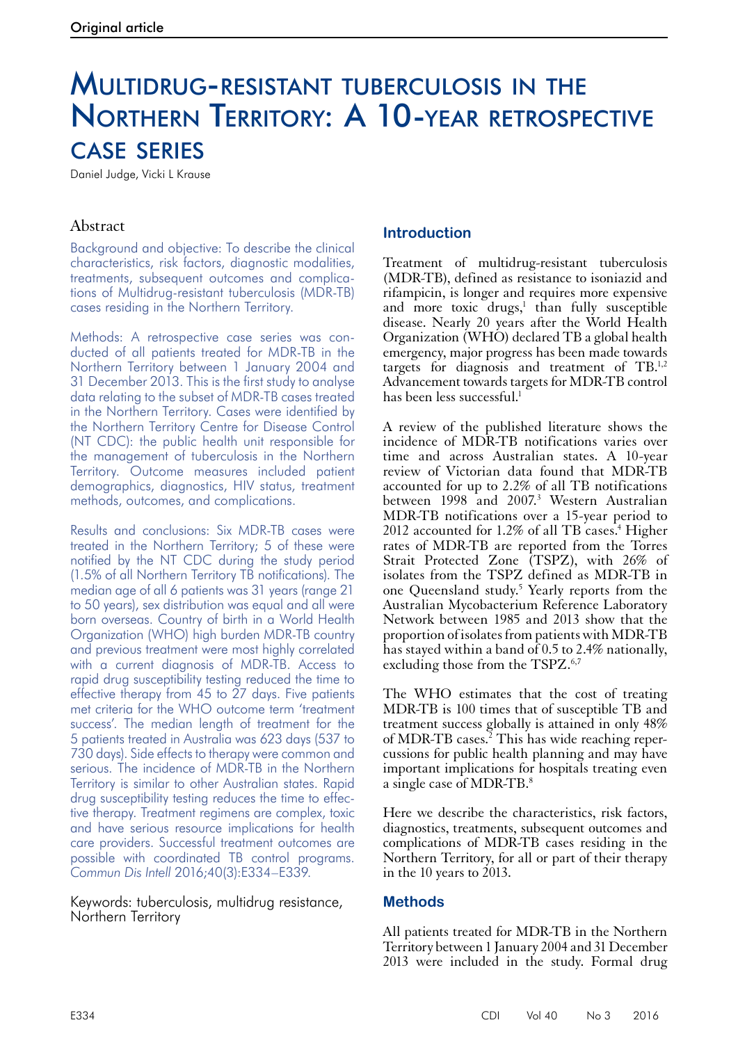Original article

# Multidrug-resistant tuberculosis in the Northern Territory: A 10-year retrospective case series

Daniel Judge, Vicki L Krause

## Abstract

Background and objective: To describe the clinical characteristics, risk factors, diagnostic modalities, treatments, subsequent outcomes and complications of Multidrug-resistant tuberculosis (MDR-TB) cases residing in the Northern Territory.

Methods: A retrospective case series was conducted of all patients treated for MDR-TB in the Northern Territory between 1 January 2004 and 31 December 2013. This is the first study to analyse data relating to the subset of MDR-TB cases treated in the Northern Territory. Cases were identified by the Northern Territory Centre for Disease Control (NT CDC): the public health unit responsible for the management of tuberculosis in the Northern Territory. Outcome measures included patient demographics, diagnostics, HIV status, treatment methods, outcomes, and complications.

Results and conclusions: Six MDR-TB cases were treated in the Northern Territory; 5 of these were notified by the NT CDC during the study period (1.5% of all Northern Territory TB notifications). The median age of all 6 patients was 31 years (range 21 to 50 years), sex distribution was equal and all were born overseas. Country of birth in a World Health Organization (WHO) high burden MDR-TB country and previous treatment were most highly correlated with a current diagnosis of MDR-TB. Access to rapid drug susceptibility testing reduced the time to effective therapy from 45 to 27 days. Five patients met criteria for the WHO outcome term 'treatment success'. The median length of treatment for the 5 patients treated in Australia was 623 days (537 to 730 days). Side effects to therapy were common and serious. The incidence of MDR-TB in the Northern Territory is similar to other Australian states. Rapid drug susceptibility testing reduces the time to effective therapy. Treatment regimens are complex, toxic and have serious resource implications for health care providers. Successful treatment outcomes are possible with coordinated TB control programs. *Commun Dis Intell* 2016;40(3):E334–E339.

Keywords: tuberculosis, multidrug resistance, Northern Territory

## Introduction

Treatment of multidrug-resistant tuberculosis (MDR-TB), defined as resistance to isoniazid and rifampicin, is longer and requires more expensive and more toxic drugs,[1] than fully susceptible disease. Nearly 20 years after the World Health Organization (WHO) declared TB a global health emergency, major progress has been made towards targets for diagnosis and treatment of TB.[1,2] Advancement towards targets for MDR-TB control has been less successful.[1]

A review of the published literature shows the incidence of MDR-TB notifications varies over time and across Australian states. A 10-year review of Victorian data found that MDR-TB accounted for up to 2.2% of all TB notifications between 1998 and 2007.[3] Western Australian MDR-TB notifications over a 15-year period to 2012 accounted for 1.2% of all TB cases.[4] Higher rates of MDR-TB are reported from the Torres Strait Protected Zone (TSPZ), with 26% of isolates from the TSPZ defined as MDR-TB in one Queensland study.[5] Yearly reports from the Australian Mycobacterium Reference Laboratory Network between 1985 and 2013 show that the proportion of isolates from patients with MDR-TB has stayed within a band of 0.5 to 2.4% nationally, excluding those from the TSPZ.[6,7]

The WHO estimates that the cost of treating MDR-TB is 100 times that of susceptible TB and treatment success globally is attained in only 48% of MDR-TB cases.[2] This has wide reaching repercussions for public health planning and may have important implications for hospitals treating even a single case of MDR-TB.[8]

Here we describe the characteristics, risk factors, diagnostics, treatments, subsequent outcomes and complications of MDR-TB cases residing in the Northern Territory, for all or part of their therapy in the 10 years to 2013.

## Methods

All patients treated for MDR-TB in the Northern Territory between 1 January 2004 and 31 December 2013 were included in the study. Formal drug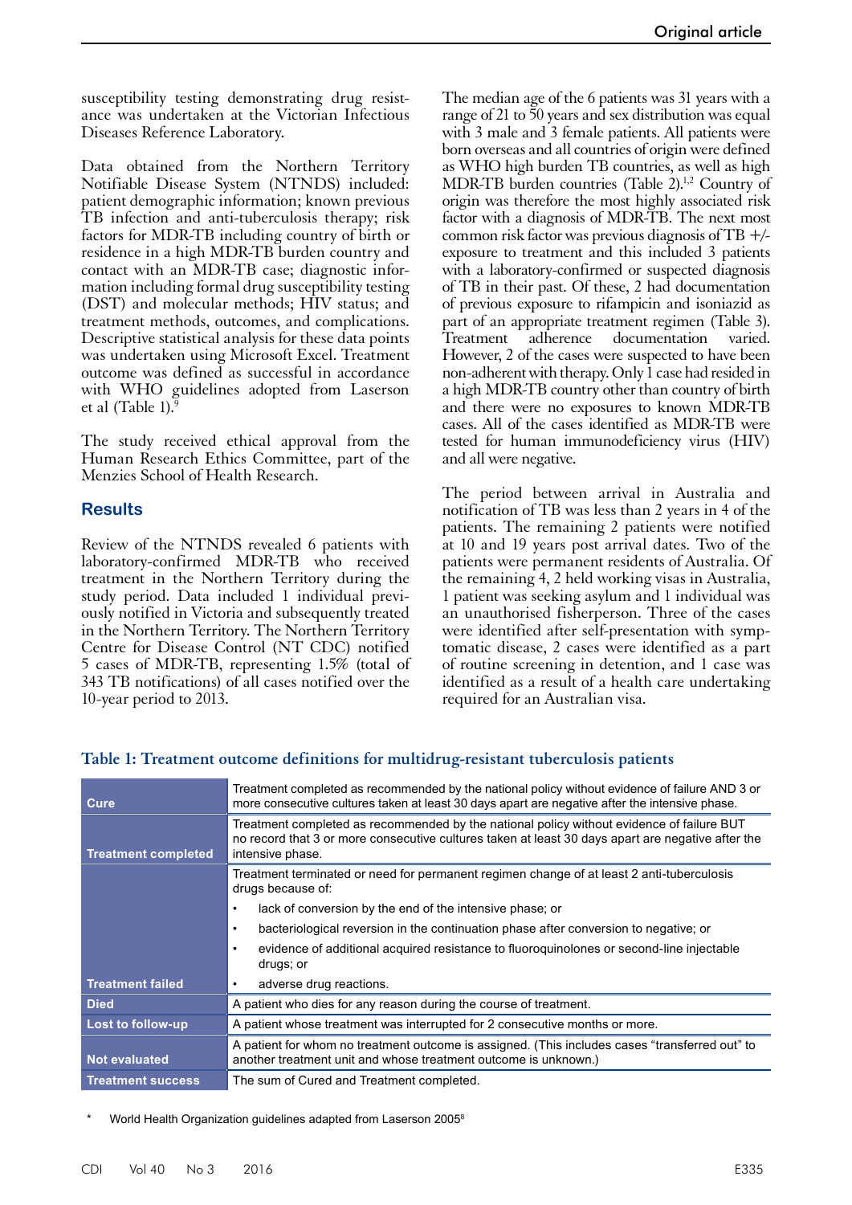susceptibility testing demonstrating drug resistance was undertaken at the Victorian Infectious Diseases Reference Laboratory.

Data obtained from the Northern Territory Notifiable Disease System (NTNDS) included: patient demographic information; known previous TB infection and anti-tuberculosis therapy; risk factors for MDR-TB including country of birth or residence in a high MDR-TB burden country and contact with an MDR-TB case; diagnostic information including formal drug susceptibility testing (DST) and molecular methods; HIV status; and treatment methods, outcomes, and complications. Descriptive statistical analysis for these data points was undertaken using Microsoft Excel. Treatment outcome was defined as successful in accordance with WHO guidelines adopted from Laserson et al (Table 1).[9]

The study received ethical approval from the Human Research Ethics Committee, part of the Menzies School of Health Research.

## Results

Review of the NTNDS revealed 6 patients with laboratory-confirmed MDR-TB who received treatment in the Northern Territory during the study period. Data included 1 individual previously notified in Victoria and subsequently treated in the Northern Territory. The Northern Territory Centre for Disease Control (NT CDC) notified 5 cases of MDR-TB, representing 1.5% (total of 343 TB notifications) of all cases notified over the 10-year period to 2013.

The median age of the 6 patients was 31 years with a range of 21 to 50 years and sex distribution was equal with 3 male and 3 female patients. All patients were born overseas and all countries of origin were defined as WHO high burden TB countries, as well as high MDR-TB burden countries (Table 2).[1,2] Country of origin was therefore the most highly associated risk factor with a diagnosis of MDR-TB. The next most common risk factor was previous diagnosis of TB +/- exposure to treatment and this included 3 patients with a laboratory-confirmed or suspected diagnosis of TB in their past. Of these, 2 had documentation of previous exposure to rifampicin and isoniazid as part of an appropriate treatment regimen (Table 3). Treatment adherence documentation varied. However, 2 of the cases were suspected to have been non-adherent with therapy. Only 1 case had resided in a high MDR-TB country other than country of birth and there were no exposures to known MDR-TB cases. All of the cases identified as MDR-TB were tested for human immunodeficiency virus (HIV) and all were negative.

The period between arrival in Australia and notification of TB was less than 2 years in 4 of the patients. The remaining 2 patients were notified at 10 and 19 years post arrival dates. Two of the patients were permanent residents of Australia. Of the remaining 4, 2 held working visas in Australia, 1 patient was seeking asylum and 1 individual was an unauthorised fisherperson. Three of the cases were identified after self-presentation with symptomatic disease, 2 cases were identified as a part of routine screening in detention, and 1 case was identified as a result of a health care undertaking required for an Australian visa.

**Table 1: Treatment outcome definitions for multidrug-resistant tuberculosis patients**

| | |
|---|---|
| **Cure** | Treatment completed as recommended by the national policy without evidence of failure AND 3 or more consecutive cultures taken at least 30 days apart are negative after the intensive phase. |
| **Treatment completed** | Treatment completed as recommended by the national policy without evidence of failure BUT no record that 3 or more consecutive cultures taken at least 30 days apart are negative after the intensive phase. |
| **Treatment failed** | Treatment terminated or need for permanent regimen change of at least 2 anti-tuberculosis drugs because of: • lack of conversion by the end of the intensive phase; or • bacteriological reversion in the continuation phase after conversion to negative; or • evidence of additional acquired resistance to fluoroquinolones or second-line injectable drugs; or • adverse drug reactions. |
| **Died** | A patient who dies for any reason during the course of treatment. |
| **Lost to follow-up** | A patient whose treatment was interrupted for 2 consecutive months or more. |
| **Not evaluated** | A patient for whom no treatment outcome is assigned. (This includes cases "transferred out" to another treatment unit and whose treatment outcome is unknown.) |
| **Treatment success** | The sum of Cured and Treatment completed. |

\* World Health Organization guidelines adapted from Laserson 2005[8]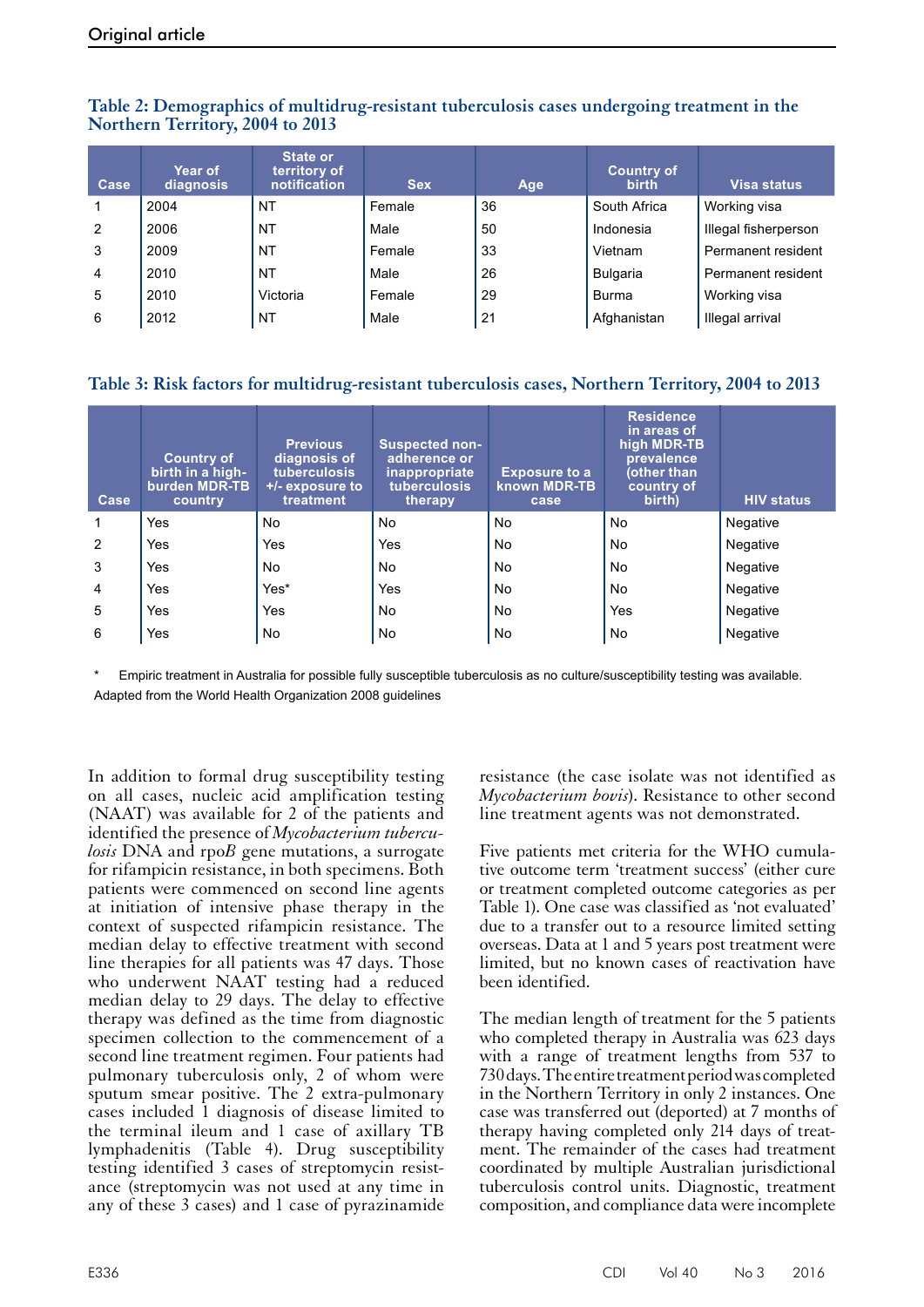**Table 2: Demographics of multidrug-resistant tuberculosis cases undergoing treatment in the Northern Territory, 2004 to 2013**

| Case | Year of diagnosis | State or territory of notification | Sex | Age | Country of birth | Visa status |
|---|---|---|---|---|---|---|
| 1 | 2004 | NT | Female | 36 | South Africa | Working visa |
| 2 | 2006 | NT | Male | 50 | Indonesia | Illegal fisherperson |
| 3 | 2009 | NT | Female | 33 | Vietnam | Permanent resident |
| 4 | 2010 | NT | Male | 26 | Bulgaria | Permanent resident |
| 5 | 2010 | Victoria | Female | 29 | Burma | Working visa |
| 6 | 2012 | NT | Male | 21 | Afghanistan | Illegal arrival |

**Table 3: Risk factors for multidrug-resistant tuberculosis cases, Northern Territory, 2004 to 2013**

| Case | Country of birth in a high-burden MDR-TB country | Previous diagnosis of tuberculosis +/- exposure to treatment | Suspected non-adherence or inappropriate tuberculosis therapy | Exposure to a known MDR-TB case | Residence in areas of high MDR-TB prevalence (other than country of birth) | HIV status |
|---|---|---|---|---|---|---|
| 1 | Yes | No | No | No | No | Negative |
| 2 | Yes | Yes | Yes | No | No | Negative |
| 3 | Yes | No | No | No | No | Negative |
| 4 | Yes | Yes* | Yes | No | No | Negative |
| 5 | Yes | Yes | No | No | Yes | Negative |
| 6 | Yes | No | No | No | No | Negative |

\* Empiric treatment in Australia for possible fully susceptible tuberculosis as no culture/susceptibility testing was available.

Adapted from the World Health Organization 2008 guidelines

In addition to formal drug susceptibility testing on all cases, nucleic acid amplification testing (NAAT) was available for 2 of the patients and identified the presence of *Mycobacterium tuberculosis* DNA and rpo*B* gene mutations, a surrogate for rifampicin resistance, in both specimens. Both patients were commenced on second line agents at initiation of intensive phase therapy in the context of suspected rifampicin resistance. The median delay to effective treatment with second line therapies for all patients was 47 days. Those who underwent NAAT testing had a reduced median delay to 29 days. The delay to effective therapy was defined as the time from diagnostic specimen collection to the commencement of a second line treatment regimen. Four patients had pulmonary tuberculosis only, 2 of whom were sputum smear positive. The 2 extra-pulmonary cases included 1 diagnosis of disease limited to the terminal ileum and 1 case of axillary TB lymphadenitis (Table 4). Drug susceptibility testing identified 3 cases of streptomycin resistance (streptomycin was not used at any time in any of these 3 cases) and 1 case of pyrazinamide resistance (the case isolate was not identified as *Mycobacterium bovis*). Resistance to other second line treatment agents was not demonstrated.

Five patients met criteria for the WHO cumulative outcome term 'treatment success' (either cure or treatment completed outcome categories as per Table 1). One case was classified as 'not evaluated' due to a transfer out to a resource limited setting overseas. Data at 1 and 5 years post treatment were limited, but no known cases of reactivation have been identified.

The median length of treatment for the 5 patients who completed therapy in Australia was 623 days with a range of treatment lengths from 537 to 730 days. The entire treatment period was completed in the Northern Territory in only 2 instances. One case was transferred out (deported) at 7 months of therapy having completed only 214 days of treatment. The remainder of the cases had treatment coordinated by multiple Australian jurisdictional tuberculosis control units. Diagnostic, treatment composition, and compliance data were incomplete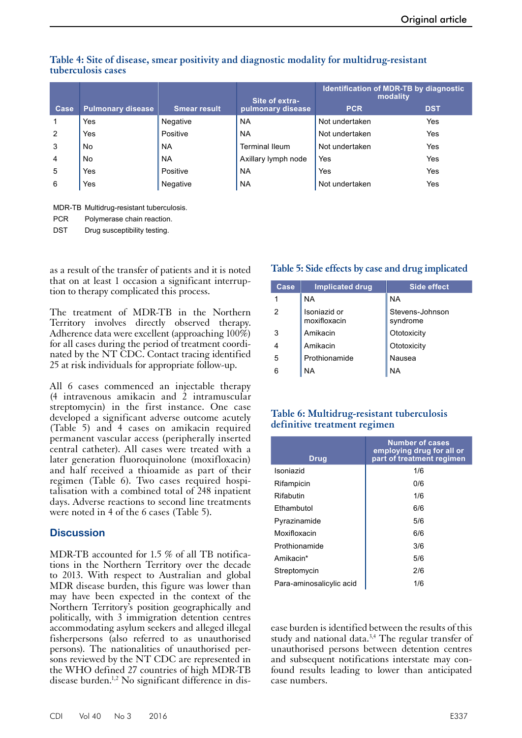**Table 4: Site of disease, smear positivity and diagnostic modality for multidrug-resistant tuberculosis cases**

| Case | Pulmonary disease | Smear result | Site of extra-pulmonary disease | Identification of MDR-TB by diagnostic modality | |
|---|---|---|---|---|---|
| | | | | PCR | DST |
| 1 | Yes | Negative | NA | Not undertaken | Yes |
| 2 | Yes | Positive | NA | Not undertaken | Yes |
| 3 | No | NA | Terminal Ileum | Not undertaken | Yes |
| 4 | No | NA | Axillary lymph node | Yes | Yes |
| 5 | Yes | Positive | NA | Yes | Yes |
| 6 | Yes | Negative | NA | Not undertaken | Yes |

MDR-TB Multidrug-resistant tuberculosis.

PCR Polymerase chain reaction.

DST Drug susceptibility testing.

as a result of the transfer of patients and it is noted that on at least 1 occasion a significant interruption to therapy complicated this process.

The treatment of MDR-TB in the Northern Territory involves directly observed therapy. Adherence data were excellent (approaching 100%) for all cases during the period of treatment coordinated by the NT CDC. Contact tracing identified 25 at risk individuals for appropriate follow-up.

All 6 cases commenced an injectable therapy (4 intravenous amikacin and 2 intramuscular streptomycin) in the first instance. One case developed a significant adverse outcome acutely (Table 5) and 4 cases on amikacin required permanent vascular access (peripherally inserted central catheter). All cases were treated with a later generation fluoroquinolone (moxifloxacin) and half received a thioamide as part of their regimen (Table 6). Two cases required hospitalisation with a combined total of 248 inpatient days. Adverse reactions to second line treatments were noted in 4 of the 6 cases (Table 5).

**Table 5: Side effects by case and drug implicated**

| Case | Implicated drug | Side effect |
|---|---|---|
| 1 | NA | NA |
| 2 | Isoniazid or moxifloxacin | Stevens-Johnson syndrome |
| 3 | Amikacin | Ototoxicity |
| 4 | Amikacin | Ototoxicity |
| 5 | Prothionamide | Nausea |
| 6 | NA | NA |

**Table 6: Multidrug-resistant tuberculosis definitive treatment regimen**

| Drug | Number of cases employing drug for all or part of treatment regimen |
|---|---|
| Isoniazid | 1/6 |
| Rifampicin | 0/6 |
| Rifabutin | 1/6 |
| Ethambutol | 6/6 |
| Pyrazinamide | 5/6 |
| Moxifloxacin | 6/6 |
| Prothionamide | 3/6 |
| Amikacin* | 5/6 |
| Streptomycin | 2/6 |
| Para-aminosalicylic acid | 1/6 |

## Discussion

MDR-TB accounted for 1.5 % of all TB notifications in the Northern Territory over the decade to 2013. With respect to Australian and global MDR disease burden, this figure was lower than may have been expected in the context of the Northern Territory's position geographically and politically, with 3 immigration detention centres accommodating asylum seekers and alleged illegal fisherpersons (also referred to as unauthorised persons). The nationalities of unauthorised persons reviewed by the NT CDC are represented in the WHO defined 27 countries of high MDR-TB disease burden.[1,2] No significant difference in disease burden is identified between the results of this study and national data.[3,4] The regular transfer of unauthorised persons between detention centres and subsequent notifications interstate may confound results leading to lower than anticipated case numbers.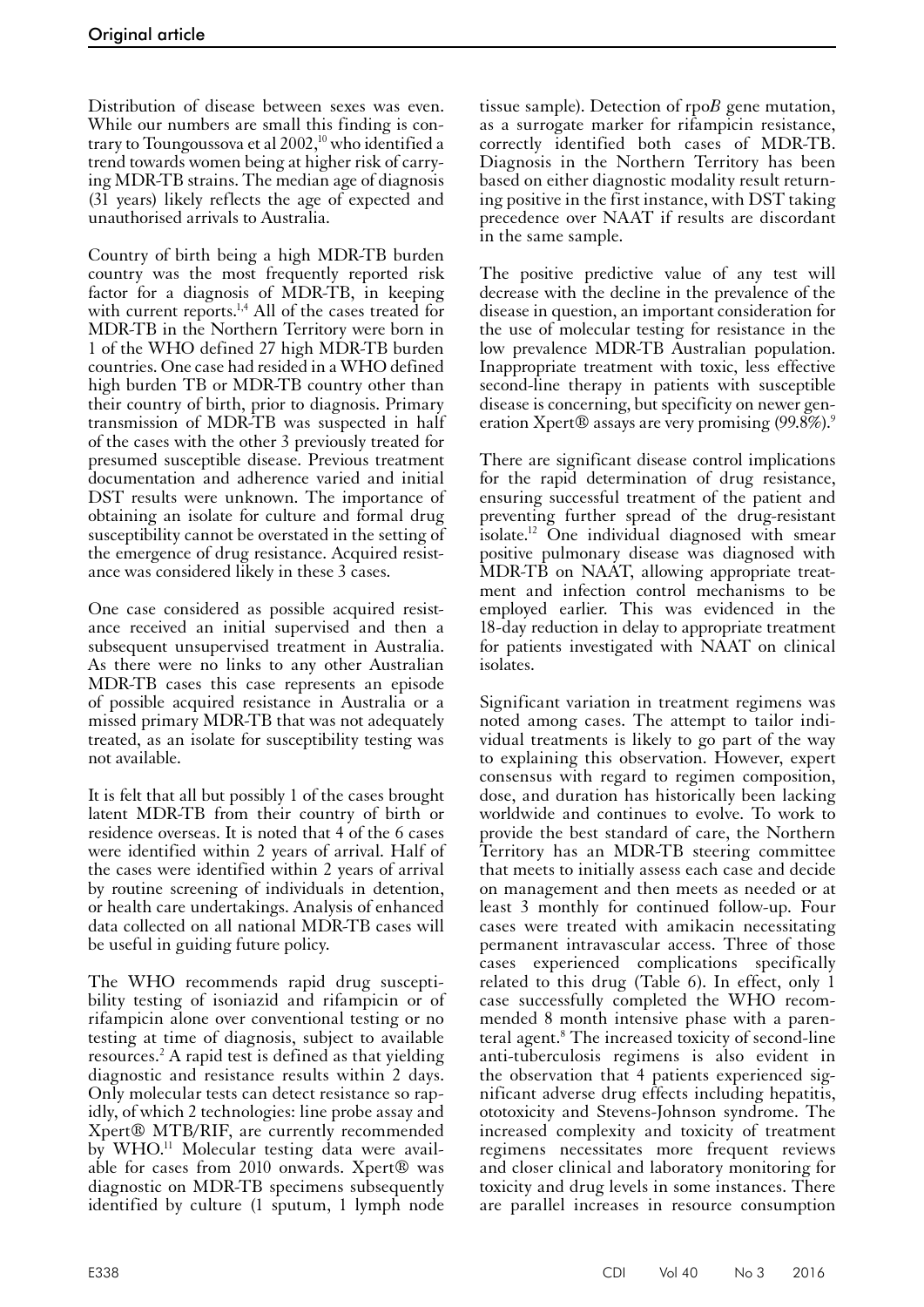Distribution of disease between sexes was even. While our numbers are small this finding is contrary to Toungoussova et al 2002,[10] who identified a trend towards women being at higher risk of carrying MDR-TB strains. The median age of diagnosis (31 years) likely reflects the age of expected and unauthorised arrivals to Australia.

Country of birth being a high MDR-TB burden country was the most frequently reported risk factor for a diagnosis of MDR-TB, in keeping with current reports.[1,4] All of the cases treated for MDR-TB in the Northern Territory were born in 1 of the WHO defined 27 high MDR-TB burden countries. One case had resided in a WHO defined high burden TB or MDR-TB country other than their country of birth, prior to diagnosis. Primary transmission of MDR-TB was suspected in half of the cases with the other 3 previously treated for presumed susceptible disease. Previous treatment documentation and adherence varied and initial DST results were unknown. The importance of obtaining an isolate for culture and formal drug susceptibility cannot be overstated in the setting of the emergence of drug resistance. Acquired resistance was considered likely in these 3 cases.

One case considered as possible acquired resistance received an initial supervised and then a subsequent unsupervised treatment in Australia. As there were no links to any other Australian MDR-TB cases this case represents an episode of possible acquired resistance in Australia or a missed primary MDR-TB that was not adequately treated, as an isolate for susceptibility testing was not available.

It is felt that all but possibly 1 of the cases brought latent MDR-TB from their country of birth or residence overseas. It is noted that 4 of the 6 cases were identified within 2 years of arrival. Half of the cases were identified within 2 years of arrival by routine screening of individuals in detention, or health care undertakings. Analysis of enhanced data collected on all national MDR-TB cases will be useful in guiding future policy.

The WHO recommends rapid drug susceptibility testing of isoniazid and rifampicin or of rifampicin alone over conventional testing or no testing at time of diagnosis, subject to available resources.[2] A rapid test is defined as that yielding diagnostic and resistance results within 2 days. Only molecular tests can detect resistance so rapidly, of which 2 technologies: line probe assay and Xpert® MTB/RIF, are currently recommended by WHO.[11] Molecular testing data were available for cases from 2010 onwards. Xpert® was diagnostic on MDR-TB specimens subsequently identified by culture (1 sputum, 1 lymph node tissue sample). Detection of rpo*B* gene mutation, as a surrogate marker for rifampicin resistance, correctly identified both cases of MDR-TB. Diagnosis in the Northern Territory has been based on either diagnostic modality result returning positive in the first instance, with DST taking precedence over NAAT if results are discordant in the same sample.

The positive predictive value of any test will decrease with the decline in the prevalence of the disease in question, an important consideration for the use of molecular testing for resistance in the low prevalence MDR-TB Australian population. Inappropriate treatment with toxic, less effective second-line therapy in patients with susceptible disease is concerning, but specificity on newer generation Xpert® assays are very promising (99.8%).[9]

There are significant disease control implications for the rapid determination of drug resistance, ensuring successful treatment of the patient and preventing further spread of the drug-resistant isolate.[12] One individual diagnosed with smear positive pulmonary disease was diagnosed with MDR-TB on NAAT, allowing appropriate treatment and infection control mechanisms to be employed earlier. This was evidenced in the 18-day reduction in delay to appropriate treatment for patients investigated with NAAT on clinical isolates.

Significant variation in treatment regimens was noted among cases. The attempt to tailor individual treatments is likely to go part of the way to explaining this observation. However, expert consensus with regard to regimen composition, dose, and duration has historically been lacking worldwide and continues to evolve. To work to provide the best standard of care, the Northern Territory has an MDR-TB steering committee that meets to initially assess each case and decide on management and then meets as needed or at least 3 monthly for continued follow-up. Four cases were treated with amikacin necessitating permanent intravascular access. Three of those cases experienced complications specifically related to this drug (Table 6). In effect, only 1 case successfully completed the WHO recommended 8 month intensive phase with a parenteral agent.[8] The increased toxicity of second-line anti-tuberculosis regimens is also evident in the observation that 4 patients experienced significant adverse drug effects including hepatitis, ototoxicity and Stevens-Johnson syndrome. The increased complexity and toxicity of treatment regimens necessitates more frequent reviews and closer clinical and laboratory monitoring for toxicity and drug levels in some instances. There are parallel increases in resource consumption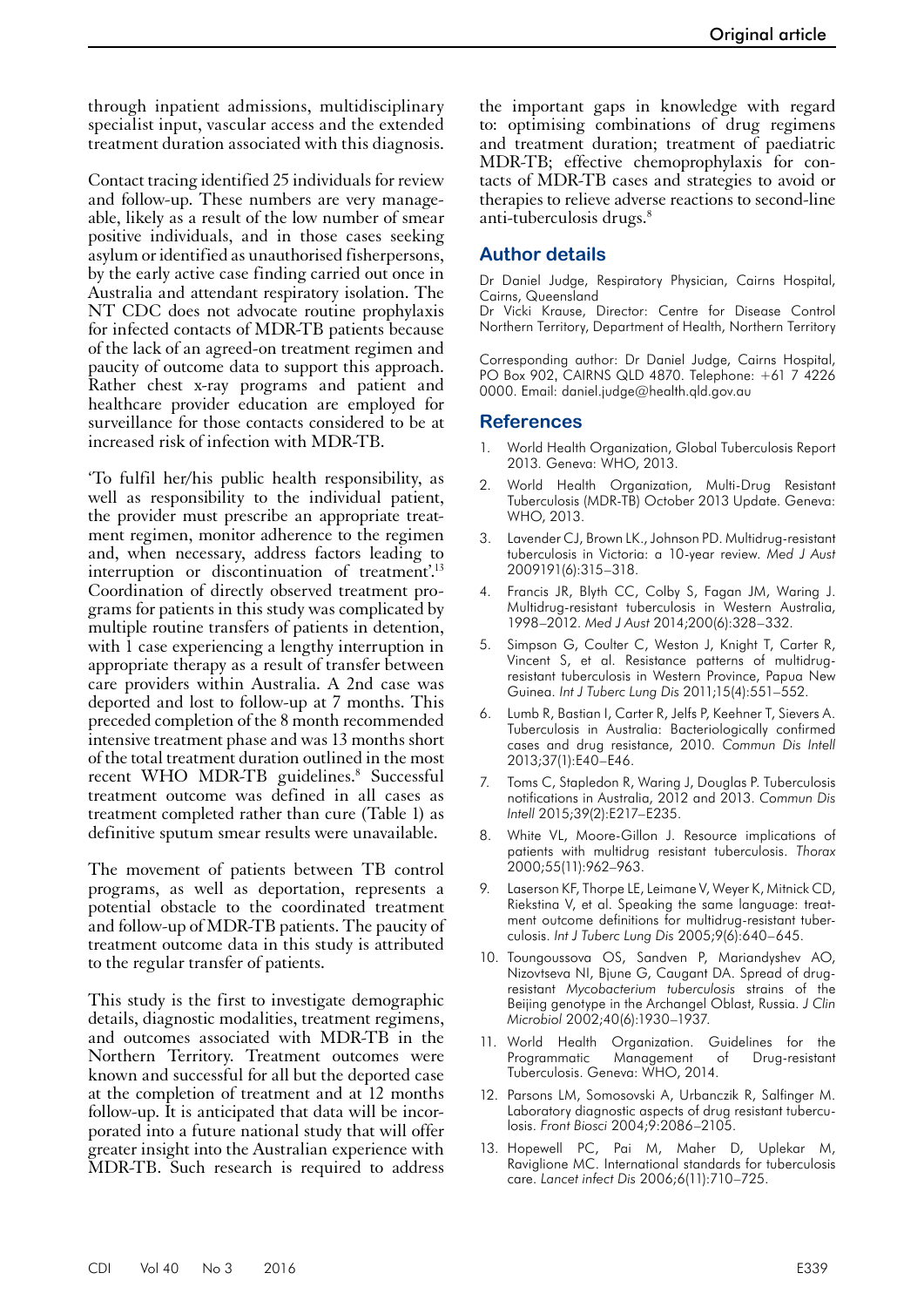through inpatient admissions, multidisciplinary specialist input, vascular access and the extended treatment duration associated with this diagnosis.

Contact tracing identified 25 individuals for review and follow-up. These numbers are very manageable, likely as a result of the low number of smear positive individuals, and in those cases seeking asylum or identified as unauthorised fisherpersons, by the early active case finding carried out once in Australia and attendant respiratory isolation. The NT CDC does not advocate routine prophylaxis for infected contacts of MDR-TB patients because of the lack of an agreed-on treatment regimen and paucity of outcome data to support this approach. Rather chest x-ray programs and patient and healthcare provider education are employed for surveillance for those contacts considered to be at increased risk of infection with MDR-TB.

'To fulfil her/his public health responsibility, as well as responsibility to the individual patient, the provider must prescribe an appropriate treatment regimen, monitor adherence to the regimen and, when necessary, address factors leading to interruption or discontinuation of treatment'.[13] Coordination of directly observed treatment programs for patients in this study was complicated by multiple routine transfers of patients in detention, with 1 case experiencing a lengthy interruption in appropriate therapy as a result of transfer between care providers within Australia. A 2nd case was deported and lost to follow-up at 7 months. This preceded completion of the 8 month recommended intensive treatment phase and was 13 months short of the total treatment duration outlined in the most recent WHO MDR-TB guidelines.[8] Successful treatment outcome was defined in all cases as treatment completed rather than cure (Table 1) as definitive sputum smear results were unavailable.

The movement of patients between TB control programs, as well as deportation, represents a potential obstacle to the coordinated treatment and follow-up of MDR-TB patients. The paucity of treatment outcome data in this study is attributed to the regular transfer of patients.

This study is the first to investigate demographic details, diagnostic modalities, treatment regimens, and outcomes associated with MDR-TB in the Northern Territory. Treatment outcomes were known and successful for all but the deported case at the completion of treatment and at 12 months follow-up. It is anticipated that data will be incorporated into a future national study that will offer greater insight into the Australian experience with MDR-TB. Such research is required to address the important gaps in knowledge with regard to: optimising combinations of drug regimens and treatment duration; treatment of paediatric MDR-TB; effective chemoprophylaxis for contacts of MDR-TB cases and strategies to avoid or therapies to relieve adverse reactions to second-line anti-tuberculosis drugs.[8]

## Author details

Dr Daniel Judge, Respiratory Physician, Cairns Hospital, Cairns, Queensland

Dr Vicki Krause, Director: Centre for Disease Control Northern Territory, Department of Health, Northern Territory

Corresponding author: Dr Daniel Judge, Cairns Hospital, PO Box 902, CAIRNS QLD 4870. Telephone: +61 7 4226 0000. Email: daniel.judge@health.qld.gov.au

## References

1. World Health Organization, Global Tuberculosis Report 2013. Geneva: WHO, 2013.
2. World Health Organization, Multi-Drug Resistant Tuberculosis (MDR-TB) October 2013 Update. Geneva: WHO, 2013.
3. Lavender CJ, Brown LK., Johnson PD. Multidrug-resistant tuberculosis in Victoria: a 10-year review. *Med J Aust* 2009191(6):315–318.
4. Francis JR, Blyth CC, Colby S, Fagan JM, Waring J. Multidrug-resistant tuberculosis in Western Australia, 1998–2012. *Med J Aust* 2014;200(6):328–332.
5. Simpson G, Coulter C, Weston J, Knight T, Carter R, Vincent S, et al. Resistance patterns of multidrug-resistant tuberculosis in Western Province, Papua New Guinea. *Int J Tuberc Lung Dis* 2011;15(4):551–552.
6. Lumb R, Bastian I, Carter R, Jelfs P, Keehner T, Sievers A. Tuberculosis in Australia: Bacteriologically confirmed cases and drug resistance, 2010. *Commun Dis Intell* 2013;37(1):E40–E46.
7. Toms C, Stapledon R, Waring J, Douglas P. Tuberculosis notifications in Australia, 2012 and 2013. *Commun Dis Intell* 2015;39(2):E217–E235.
8. White VL, Moore-Gillon J. Resource implications of patients with multidrug resistant tuberculosis. *Thorax* 2000;55(11):962–963.
9. Laserson KF, Thorpe LE, Leimane V, Weyer K, Mitnick CD, Riekstina V, et al. Speaking the same language: treatment outcome definitions for multidrug-resistant tuberculosis. *Int J Tuberc Lung Dis* 2005;9(6):640–645.
10. Toungoussova OS, Sandven P, Mariandyshev AO, Nizovtseva NI, Bjune G, Caugant DA. Spread of drug-resistant *Mycobacterium tuberculosis* strains of the Beijing genotype in the Archangel Oblast, Russia. *J Clin Microbiol* 2002;40(6):1930–1937.
11. World Health Organization. Guidelines for the Programmatic Management of Drug-resistant Tuberculosis. Geneva: WHO, 2014.
12. Parsons LM, Somosovski A, Urbanczik R, Salfinger M. Laboratory diagnostic aspects of drug resistant tuberculosis. *Front Biosci* 2004;9:2086–2105.
13. Hopewell PC, Pai M, Maher D, Uplekar M, Raviglione MC. International standards for tuberculosis care. *Lancet infect Dis* 2006;6(11):710–725.